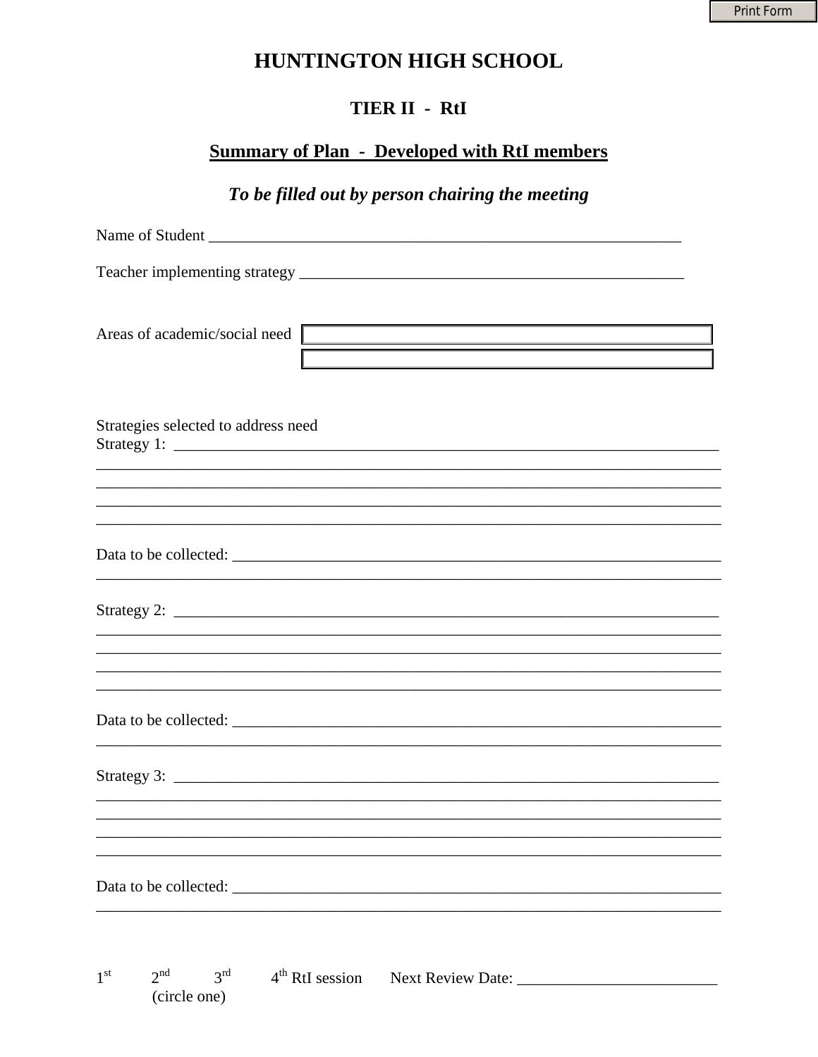# HUNTINGTON HIGH SCHOOL

## TIER II - RtI

## Summary of Plan - Developed with RtI members

***To be filled out by person chairing the meeting***

Name of Student ____________________________________________________________

Teacher implementing strategy __________________________________________________

Areas of academic/social need

Strategies selected to address need

Strategy 1: ________________________________________________________________________
________________________________________________________________________________
________________________________________________________________________________
________________________________________________________________________________
________________________________________________________________________________

Data to be collected: ______________________________________________________________
________________________________________________________________________________

Strategy 2: ________________________________________________________________________
________________________________________________________________________________
________________________________________________________________________________
________________________________________________________________________________
________________________________________________________________________________

Data to be collected: ______________________________________________________________
________________________________________________________________________________

Strategy 3: ________________________________________________________________________
________________________________________________________________________________
________________________________________________________________________________
________________________________________________________________________________
________________________________________________________________________________

Data to be collected: ______________________________________________________________
________________________________________________________________________________

1st 2nd 3rd 4th RtI session Next Review Date: _________________________
(circle one)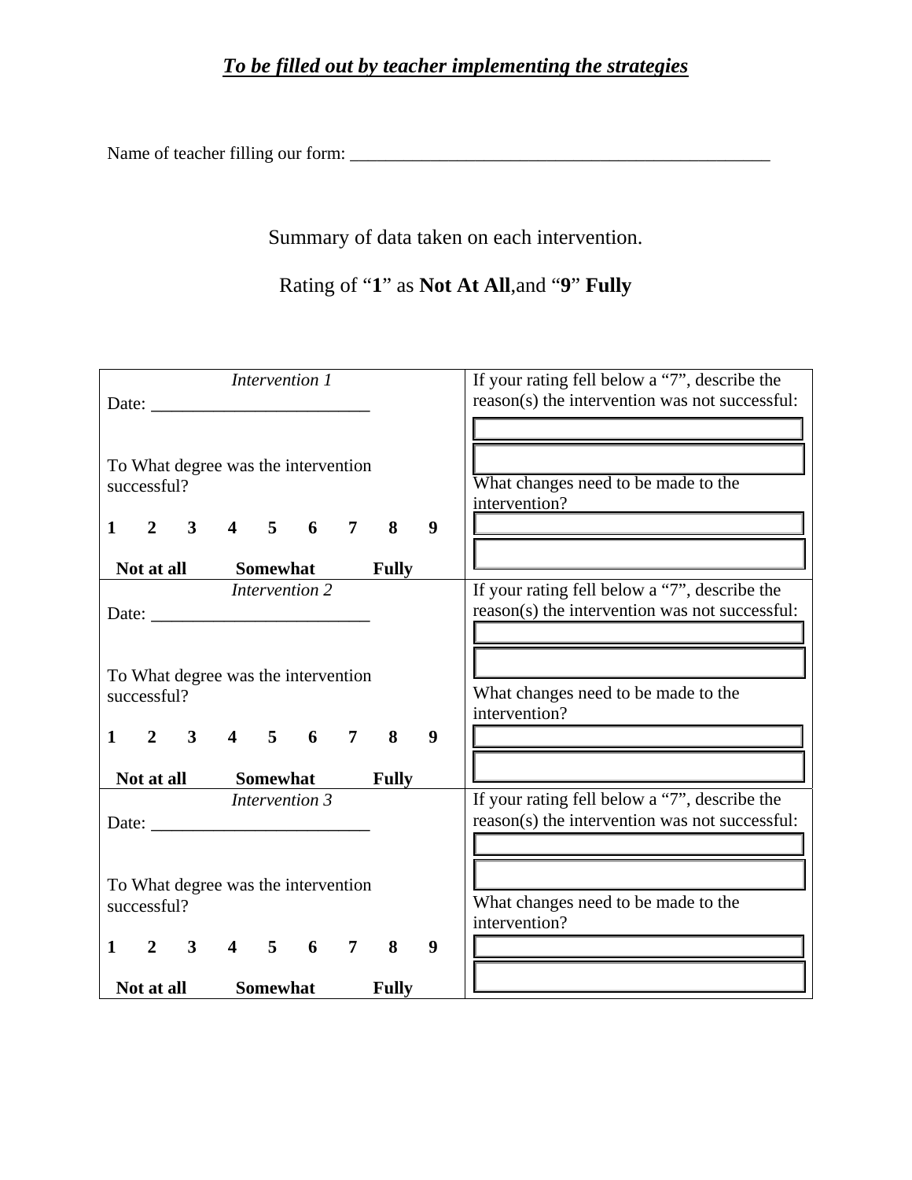***To be filled out by teacher implementing the strategies***

Name of teacher filling our form: _______________________________________________

Summary of data taken on each intervention.

Rating of "**1**" as **Not At All**,and "**9**" **Fully**

| | |
|---|---|
| *Intervention 1*<br>Date: ________________________<br><br>To What degree was the intervention successful?<br><br>**1 2 3 4 5 6 7 8 9**<br><br>**Not at all Somewhat Fully** | If your rating fell below a "7", describe the reason(s) the intervention was not successful:<br><br>What changes need to be made to the intervention? |
| *Intervention 2*<br>Date: ________________________<br><br>To What degree was the intervention successful?<br><br>**1 2 3 4 5 6 7 8 9**<br><br>**Not at all Somewhat Fully** | If your rating fell below a "7", describe the reason(s) the intervention was not successful:<br><br>What changes need to be made to the intervention? |
| *Intervention 3*<br>Date: ________________________<br><br>To What degree was the intervention successful?<br><br>**1 2 3 4 5 6 7 8 9**<br><br>**Not at all Somewhat Fully** | If your rating fell below a "7", describe the reason(s) the intervention was not successful:<br><br>What changes need to be made to the intervention? |